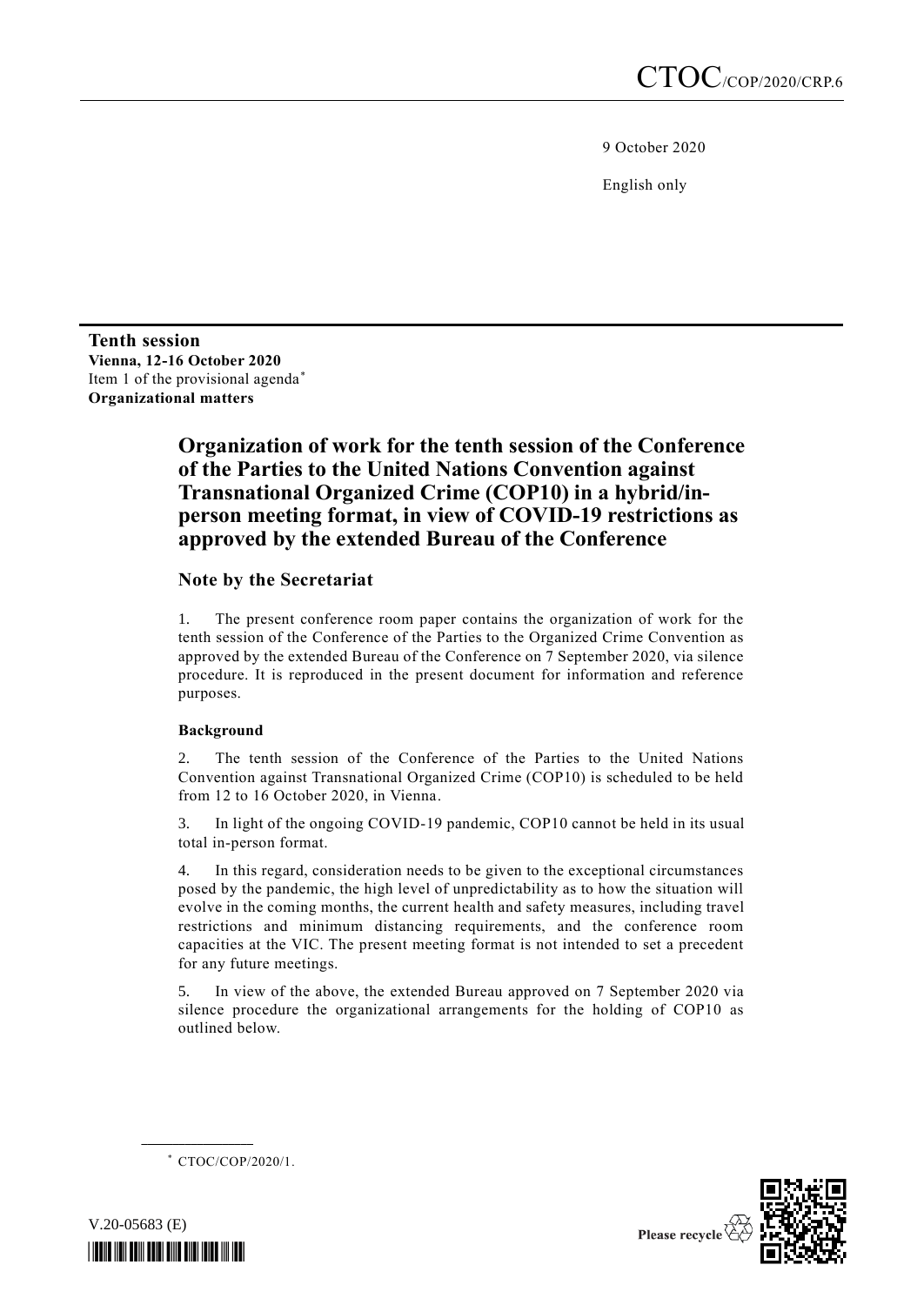CTOC/COP/2020/CRP.6

9 October 2020

English only

**Tenth session**
**Vienna, 12-16 October 2020**
Item 1 of the provisional agenda*
**Organizational matters**

# Organization of work for the tenth session of the Conference of the Parties to the United Nations Convention against Transnational Organized Crime (COP10) in a hybrid/in-person meeting format, in view of COVID-19 restrictions as approved by the extended Bureau of the Conference

## Note by the Secretariat

1. The present conference room paper contains the organization of work for the tenth session of the Conference of the Parties to the Organized Crime Convention as approved by the extended Bureau of the Conference on 7 September 2020, via silence procedure. It is reproduced in the present document for information and reference purposes.

### Background

2. The tenth session of the Conference of the Parties to the United Nations Convention against Transnational Organized Crime (COP10) is scheduled to be held from 12 to 16 October 2020, in Vienna.

3. In light of the ongoing COVID-19 pandemic, COP10 cannot be held in its usual total in-person format.

4. In this regard, consideration needs to be given to the exceptional circumstances posed by the pandemic, the high level of unpredictability as to how the situation will evolve in the coming months, the current health and safety measures, including travel restrictions and minimum distancing requirements, and the conference room capacities at the VIC. The present meeting format is not intended to set a precedent for any future meetings.

5. In view of the above, the extended Bureau approved on 7 September 2020 via silence procedure the organizational arrangements for the holding of COP10 as outlined below.

---

* CTOC/COP/2020/1.

V.20-05683 (E)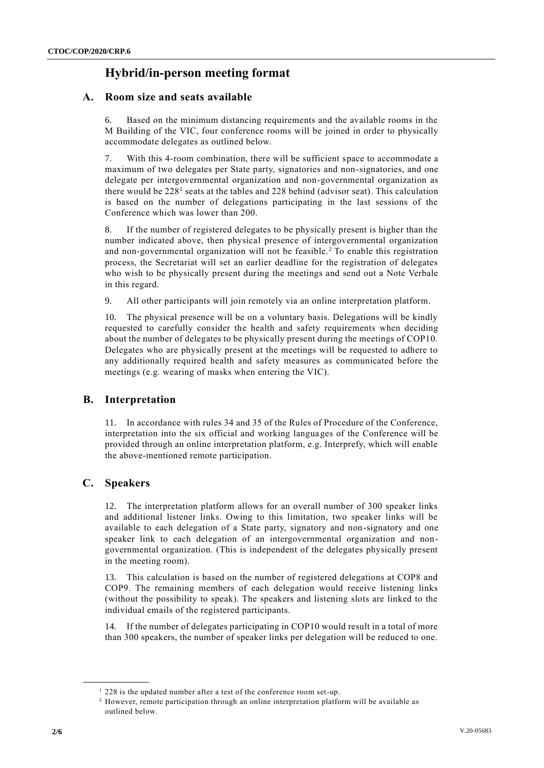# Hybrid/in-person meeting format

## A. Room size and seats available

6. Based on the minimum distancing requirements and the available rooms in the M Building of the VIC, four conference rooms will be joined in order to physically accommodate delegates as outlined below.

7. With this 4-room combination, there will be sufficient space to accommodate a maximum of two delegates per State party, signatories and non-signatories, and one delegate per intergovernmental organization and non-governmental organization as there would be 228[1] seats at the tables and 228 behind (advisor seat). This calculation is based on the number of delegations participating in the last sessions of the Conference which was lower than 200.

8. If the number of registered delegates to be physically present is higher than the number indicated above, then physical presence of intergovernmental organization and non-governmental organization will not be feasible.[2] To enable this registration process, the Secretariat will set an earlier deadline for the registration of delegates who wish to be physically present during the meetings and send out a Note Verbale in this regard.

9. All other participants will join remotely via an online interpretation platform.

10. The physical presence will be on a voluntary basis. Delegations will be kindly requested to carefully consider the health and safety requirements when deciding about the number of delegates to be physically present during the meetings of COP10. Delegates who are physically present at the meetings will be requested to adhere to any additionally required health and safety measures as communicated before the meetings (e.g. wearing of masks when entering the VIC).

## B. Interpretation

11. In accordance with rules 34 and 35 of the Rules of Procedure of the Conference, interpretation into the six official and working languages of the Conference will be provided through an online interpretation platform, e.g. Interprefy, which will enable the above-mentioned remote participation.

## C. Speakers

12. The interpretation platform allows for an overall number of 300 speaker links and additional listener links. Owing to this limitation, two speaker links will be available to each delegation of a State party, signatory and non-signatory and one speaker link to each delegation of an intergovernmental organization and non-governmental organization. (This is independent of the delegates physically present in the meeting room).

13. This calculation is based on the number of registered delegations at COP8 and COP9. The remaining members of each delegation would receive listening links (without the possibility to speak). The speakers and listening slots are linked to the individual emails of the registered participants.

14. If the number of delegates participating in COP10 would result in a total of more than 300 speakers, the number of speaker links per delegation will be reduced to one.

---

[1] 228 is the updated number after a test of the conference room set-up.

[2] However, remote participation through an online interpretation platform will be available as outlined below.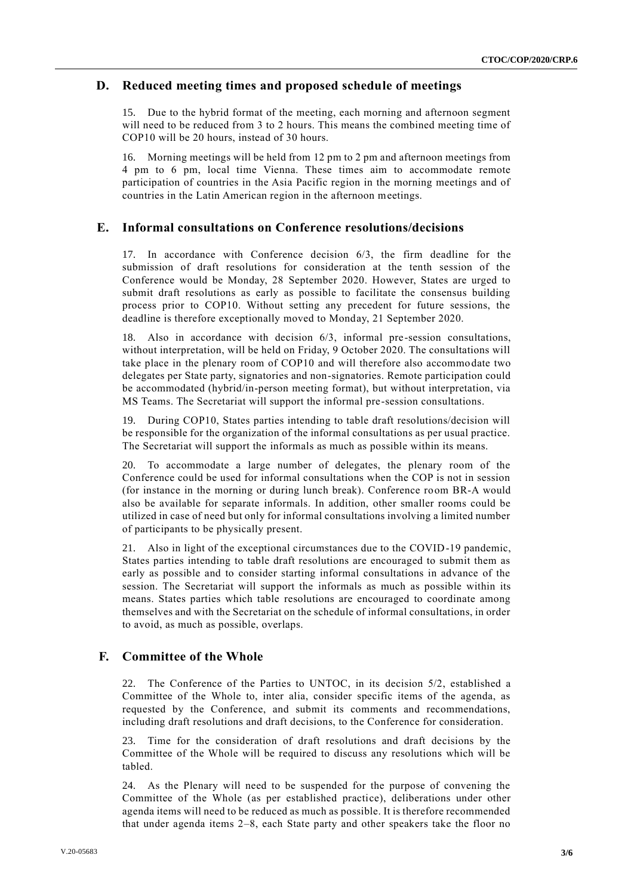## D. Reduced meeting times and proposed schedule of meetings

15. Due to the hybrid format of the meeting, each morning and afternoon segment will need to be reduced from 3 to 2 hours. This means the combined meeting time of COP10 will be 20 hours, instead of 30 hours.

16. Morning meetings will be held from 12 pm to 2 pm and afternoon meetings from 4 pm to 6 pm, local time Vienna. These times aim to accommodate remote participation of countries in the Asia Pacific region in the morning meetings and of countries in the Latin American region in the afternoon meetings.

## E. Informal consultations on Conference resolutions/decisions

17. In accordance with Conference decision 6/3, the firm deadline for the submission of draft resolutions for consideration at the tenth session of the Conference would be Monday, 28 September 2020. However, States are urged to submit draft resolutions as early as possible to facilitate the consensus building process prior to COP10. Without setting any precedent for future sessions, the deadline is therefore exceptionally moved to Monday, 21 September 2020.

18. Also in accordance with decision 6/3, informal pre-session consultations, without interpretation, will be held on Friday, 9 October 2020. The consultations will take place in the plenary room of COP10 and will therefore also accommodate two delegates per State party, signatories and non-signatories. Remote participation could be accommodated (hybrid/in-person meeting format), but without interpretation, via MS Teams. The Secretariat will support the informal pre-session consultations.

19. During COP10, States parties intending to table draft resolutions/decision will be responsible for the organization of the informal consultations as per usual practice. The Secretariat will support the informals as much as possible within its means.

20. To accommodate a large number of delegates, the plenary room of the Conference could be used for informal consultations when the COP is not in session (for instance in the morning or during lunch break). Conference room BR-A would also be available for separate informals. In addition, other smaller rooms could be utilized in case of need but only for informal consultations involving a limited number of participants to be physically present.

21. Also in light of the exceptional circumstances due to the COVID-19 pandemic, States parties intending to table draft resolutions are encouraged to submit them as early as possible and to consider starting informal consultations in advance of the session. The Secretariat will support the informals as much as possible within its means. States parties which table resolutions are encouraged to coordinate among themselves and with the Secretariat on the schedule of informal consultations, in order to avoid, as much as possible, overlaps.

## F. Committee of the Whole

22. The Conference of the Parties to UNTOC, in its decision 5/2, established a Committee of the Whole to, inter alia, consider specific items of the agenda, as requested by the Conference, and submit its comments and recommendations, including draft resolutions and draft decisions, to the Conference for consideration.

23. Time for the consideration of draft resolutions and draft decisions by the Committee of the Whole will be required to discuss any resolutions which will be tabled.

24. As the Plenary will need to be suspended for the purpose of convening the Committee of the Whole (as per established practice), deliberations under other agenda items will need to be reduced as much as possible. It is therefore recommended that under agenda items 2–8, each State party and other speakers take the floor no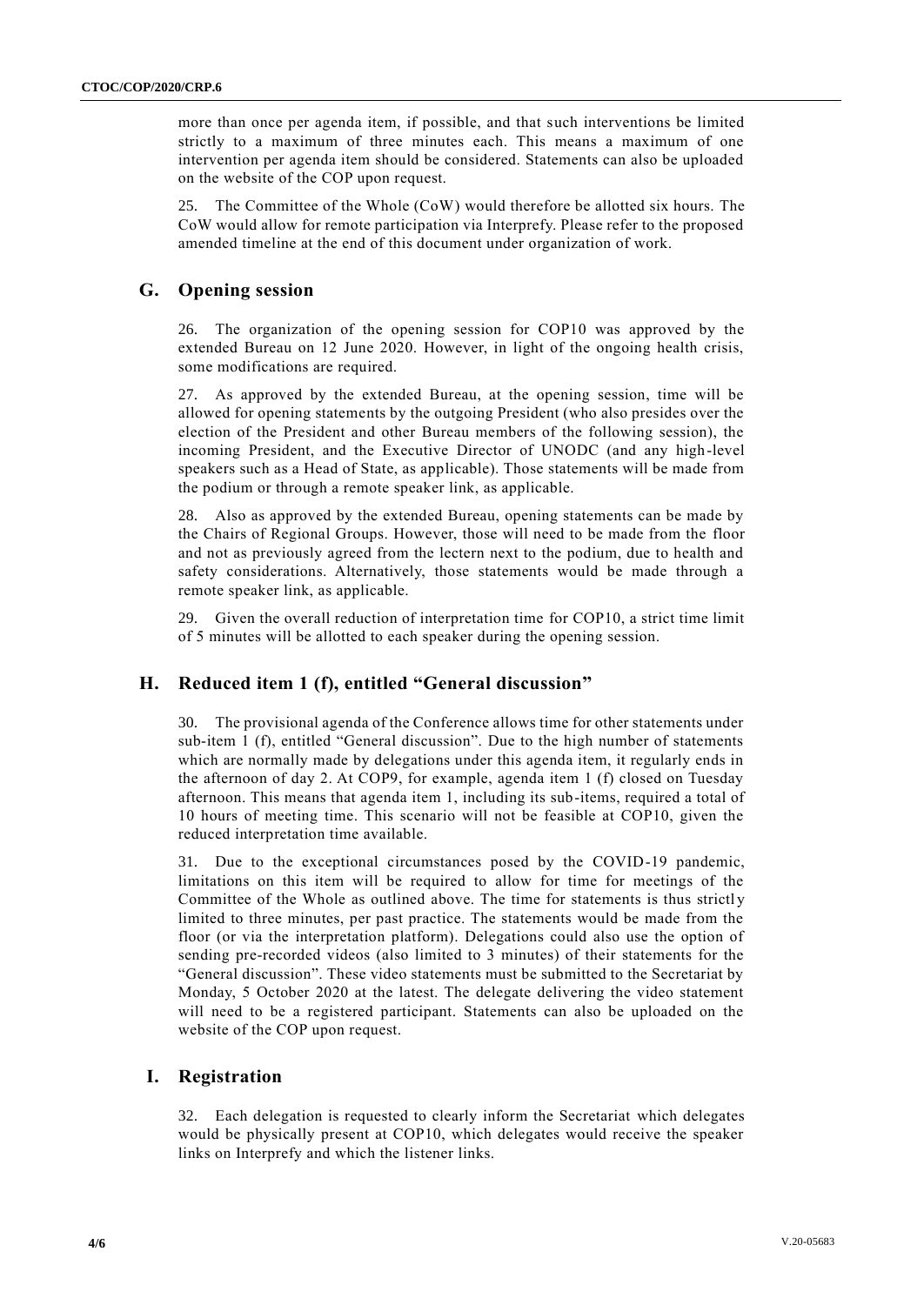more than once per agenda item, if possible, and that such interventions be limited strictly to a maximum of three minutes each. This means a maximum of one intervention per agenda item should be considered. Statements can also be uploaded on the website of the COP upon request.

25. The Committee of the Whole (CoW) would therefore be allotted six hours. The CoW would allow for remote participation via Interprefy. Please refer to the proposed amended timeline at the end of this document under organization of work.

## G. Opening session

26. The organization of the opening session for COP10 was approved by the extended Bureau on 12 June 2020. However, in light of the ongoing health crisis, some modifications are required.

27. As approved by the extended Bureau, at the opening session, time will be allowed for opening statements by the outgoing President (who also presides over the election of the President and other Bureau members of the following session), the incoming President, and the Executive Director of UNODC (and any high-level speakers such as a Head of State, as applicable). Those statements will be made from the podium or through a remote speaker link, as applicable.

28. Also as approved by the extended Bureau, opening statements can be made by the Chairs of Regional Groups. However, those will need to be made from the floor and not as previously agreed from the lectern next to the podium, due to health and safety considerations. Alternatively, those statements would be made through a remote speaker link, as applicable.

29. Given the overall reduction of interpretation time for COP10, a strict time limit of 5 minutes will be allotted to each speaker during the opening session.

## H. Reduced item 1 (f), entitled "General discussion"

30. The provisional agenda of the Conference allows time for other statements under sub-item 1 (f), entitled "General discussion". Due to the high number of statements which are normally made by delegations under this agenda item, it regularly ends in the afternoon of day 2. At COP9, for example, agenda item 1 (f) closed on Tuesday afternoon. This means that agenda item 1, including its sub-items, required a total of 10 hours of meeting time. This scenario will not be feasible at COP10, given the reduced interpretation time available.

31. Due to the exceptional circumstances posed by the COVID-19 pandemic, limitations on this item will be required to allow for time for meetings of the Committee of the Whole as outlined above. The time for statements is thus strictly limited to three minutes, per past practice. The statements would be made from the floor (or via the interpretation platform). Delegations could also use the option of sending pre-recorded videos (also limited to 3 minutes) of their statements for the "General discussion". These video statements must be submitted to the Secretariat by Monday, 5 October 2020 at the latest. The delegate delivering the video statement will need to be a registered participant. Statements can also be uploaded on the website of the COP upon request.

## I. Registration

32. Each delegation is requested to clearly inform the Secretariat which delegates would be physically present at COP10, which delegates would receive the speaker links on Interprefy and which the listener links.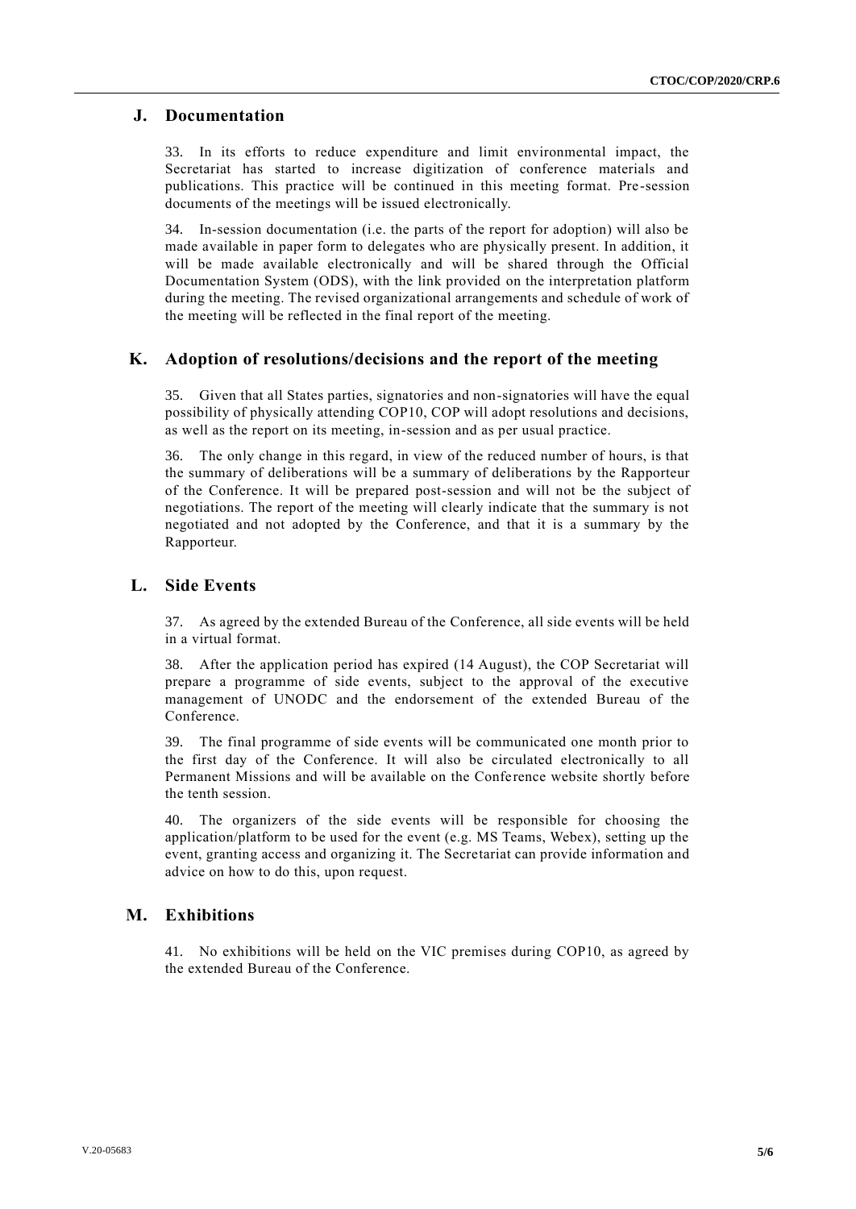## J. Documentation

33. In its efforts to reduce expenditure and limit environmental impact, the Secretariat has started to increase digitization of conference materials and publications. This practice will be continued in this meeting format. Pre-session documents of the meetings will be issued electronically.

34. In-session documentation (i.e. the parts of the report for adoption) will also be made available in paper form to delegates who are physically present. In addition, it will be made available electronically and will be shared through the Official Documentation System (ODS), with the link provided on the interpretation platform during the meeting. The revised organizational arrangements and schedule of work of the meeting will be reflected in the final report of the meeting.

## K. Adoption of resolutions/decisions and the report of the meeting

35. Given that all States parties, signatories and non-signatories will have the equal possibility of physically attending COP10, COP will adopt resolutions and decisions, as well as the report on its meeting, in-session and as per usual practice.

36. The only change in this regard, in view of the reduced number of hours, is that the summary of deliberations will be a summary of deliberations by the Rapporteur of the Conference. It will be prepared post-session and will not be the subject of negotiations. The report of the meeting will clearly indicate that the summary is not negotiated and not adopted by the Conference, and that it is a summary by the Rapporteur.

## L. Side Events

37. As agreed by the extended Bureau of the Conference, all side events will be held in a virtual format.

38. After the application period has expired (14 August), the COP Secretariat will prepare a programme of side events, subject to the approval of the executive management of UNODC and the endorsement of the extended Bureau of the Conference.

39. The final programme of side events will be communicated one month prior to the first day of the Conference. It will also be circulated electronically to all Permanent Missions and will be available on the Conference website shortly before the tenth session.

40. The organizers of the side events will be responsible for choosing the application/platform to be used for the event (e.g. MS Teams, Webex), setting up the event, granting access and organizing it. The Secretariat can provide information and advice on how to do this, upon request.

## M. Exhibitions

41. No exhibitions will be held on the VIC premises during COP10, as agreed by the extended Bureau of the Conference.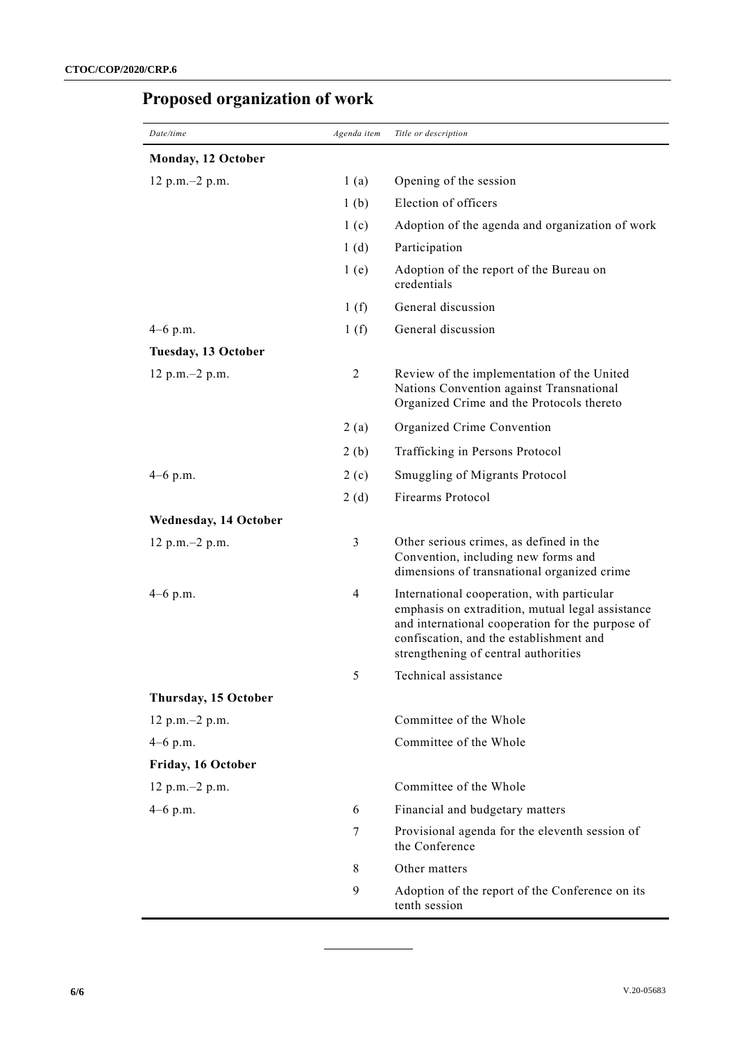# Proposed organization of work

| *Date/time* | *Agenda item* | *Title or description* |
|---|---|---|
| **Monday, 12 October** | | |
| 12 p.m.–2 p.m. | 1 (a) | Opening of the session |
| | 1 (b) | Election of officers |
| | 1 (c) | Adoption of the agenda and organization of work |
| | 1 (d) | Participation |
| | 1 (e) | Adoption of the report of the Bureau on credentials |
| | 1 (f) | General discussion |
| 4–6 p.m. | 1 (f) | General discussion |
| **Tuesday, 13 October** | | |
| 12 p.m.–2 p.m. | 2 | Review of the implementation of the United Nations Convention against Transnational Organized Crime and the Protocols thereto |
| | 2 (a) | Organized Crime Convention |
| | 2 (b) | Trafficking in Persons Protocol |
| 4–6 p.m. | 2 (c) | Smuggling of Migrants Protocol |
| | 2 (d) | Firearms Protocol |
| **Wednesday, 14 October** | | |
| 12 p.m.–2 p.m. | 3 | Other serious crimes, as defined in the Convention, including new forms and dimensions of transnational organized crime |
| 4–6 p.m. | 4 | International cooperation, with particular emphasis on extradition, mutual legal assistance and international cooperation for the purpose of confiscation, and the establishment and strengthening of central authorities |
| | 5 | Technical assistance |
| **Thursday, 15 October** | | |
| 12 p.m.–2 p.m. | | Committee of the Whole |
| 4–6 p.m. | | Committee of the Whole |
| **Friday, 16 October** | | |
| 12 p.m.–2 p.m. | | Committee of the Whole |
| 4–6 p.m. | 6 | Financial and budgetary matters |
| | 7 | Provisional agenda for the eleventh session of the Conference |
| | 8 | Other matters |
| | 9 | Adoption of the report of the Conference on its tenth session |